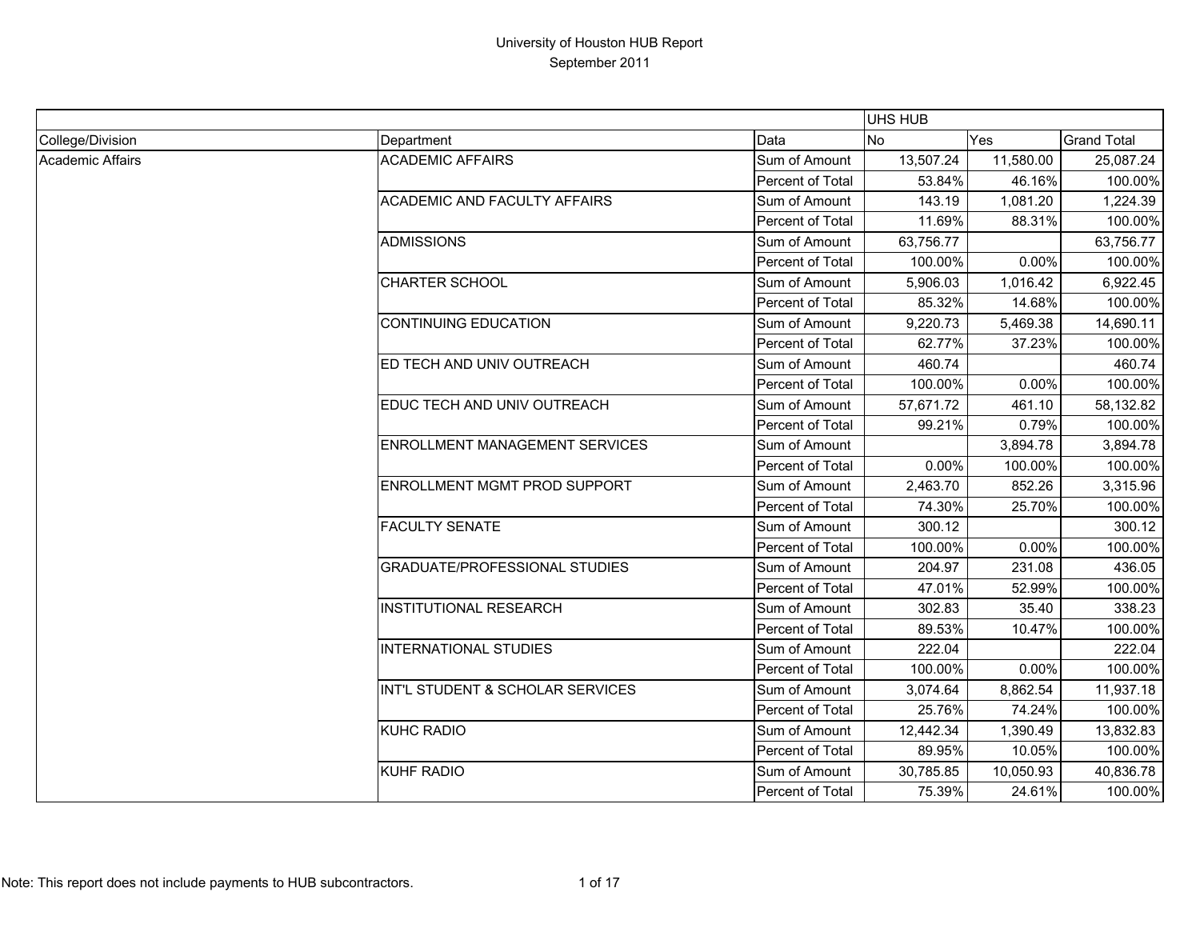# University of Houston HUB Report

## September 2011

| | | | UHS HUB | | |
|---|---|---|---|---|---|
| College/Division | Department | Data | No | Yes | Grand Total |
| Academic Affairs | ACADEMIC AFFAIRS | Sum of Amount | 13,507.24 | 11,580.00 | 25,087.24 |
| | | Percent of Total | 53.84% | 46.16% | 100.00% |
| | ACADEMIC AND FACULTY AFFAIRS | Sum of Amount | 143.19 | 1,081.20 | 1,224.39 |
| | | Percent of Total | 11.69% | 88.31% | 100.00% |
| | ADMISSIONS | Sum of Amount | 63,756.77 | | 63,756.77 |
| | | Percent of Total | 100.00% | 0.00% | 100.00% |
| | CHARTER SCHOOL | Sum of Amount | 5,906.03 | 1,016.42 | 6,922.45 |
| | | Percent of Total | 85.32% | 14.68% | 100.00% |
| | CONTINUING EDUCATION | Sum of Amount | 9,220.73 | 5,469.38 | 14,690.11 |
| | | Percent of Total | 62.77% | 37.23% | 100.00% |
| | ED TECH AND UNIV OUTREACH | Sum of Amount | 460.74 | | 460.74 |
| | | Percent of Total | 100.00% | 0.00% | 100.00% |
| | EDUC TECH AND UNIV OUTREACH | Sum of Amount | 57,671.72 | 461.10 | 58,132.82 |
| | | Percent of Total | 99.21% | 0.79% | 100.00% |
| | ENROLLMENT MANAGEMENT SERVICES | Sum of Amount | | 3,894.78 | 3,894.78 |
| | | Percent of Total | 0.00% | 100.00% | 100.00% |
| | ENROLLMENT MGMT PROD SUPPORT | Sum of Amount | 2,463.70 | 852.26 | 3,315.96 |
| | | Percent of Total | 74.30% | 25.70% | 100.00% |
| | FACULTY SENATE | Sum of Amount | 300.12 | | 300.12 |
| | | Percent of Total | 100.00% | 0.00% | 100.00% |
| | GRADUATE/PROFESSIONAL STUDIES | Sum of Amount | 204.97 | 231.08 | 436.05 |
| | | Percent of Total | 47.01% | 52.99% | 100.00% |
| | INSTITUTIONAL RESEARCH | Sum of Amount | 302.83 | 35.40 | 338.23 |
| | | Percent of Total | 89.53% | 10.47% | 100.00% |
| | INTERNATIONAL STUDIES | Sum of Amount | 222.04 | | 222.04 |
| | | Percent of Total | 100.00% | 0.00% | 100.00% |
| | INT'L STUDENT & SCHOLAR SERVICES | Sum of Amount | 3,074.64 | 8,862.54 | 11,937.18 |
| | | Percent of Total | 25.76% | 74.24% | 100.00% |
| | KUHC RADIO | Sum of Amount | 12,442.34 | 1,390.49 | 13,832.83 |
| | | Percent of Total | 89.95% | 10.05% | 100.00% |
| | KUHF RADIO | Sum of Amount | 30,785.85 | 10,050.93 | 40,836.78 |
| | | Percent of Total | 75.39% | 24.61% | 100.00% |

Note: This report does not include payments to HUB subcontractors.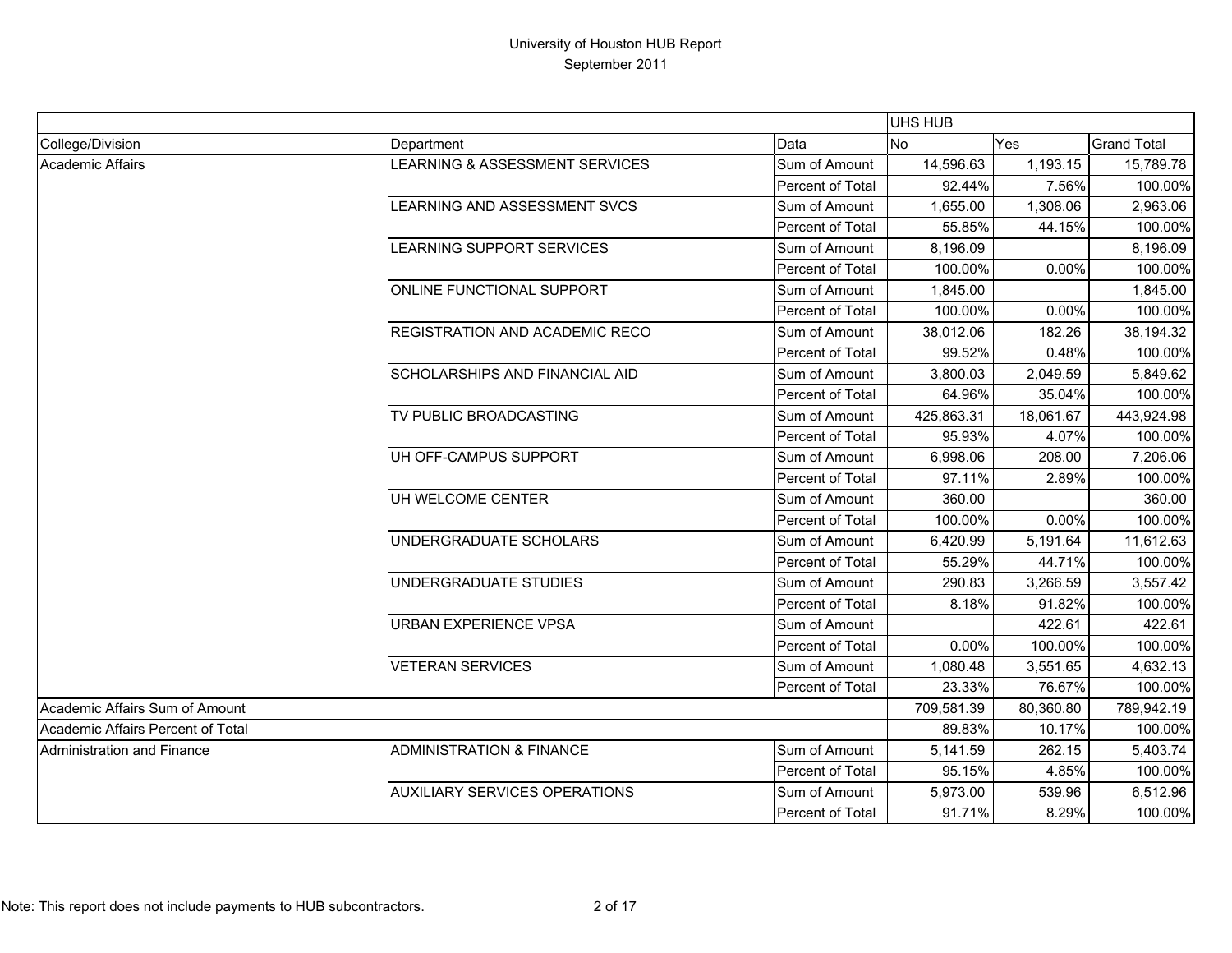# University of Houston HUB Report
## September 2011

| | | | UHS HUB | | |
|---|---|---|---|---|---|
| College/Division | Department | Data | No | Yes | Grand Total |
| Academic Affairs | LEARNING & ASSESSMENT SERVICES | Sum of Amount | 14,596.63 | 1,193.15 | 15,789.78 |
| | | Percent of Total | 92.44% | 7.56% | 100.00% |
| | LEARNING AND ASSESSMENT SVCS | Sum of Amount | 1,655.00 | 1,308.06 | 2,963.06 |
| | | Percent of Total | 55.85% | 44.15% | 100.00% |
| | LEARNING SUPPORT SERVICES | Sum of Amount | 8,196.09 | | 8,196.09 |
| | | Percent of Total | 100.00% | 0.00% | 100.00% |
| | ONLINE FUNCTIONAL SUPPORT | Sum of Amount | 1,845.00 | | 1,845.00 |
| | | Percent of Total | 100.00% | 0.00% | 100.00% |
| | REGISTRATION AND ACADEMIC RECO | Sum of Amount | 38,012.06 | 182.26 | 38,194.32 |
| | | Percent of Total | 99.52% | 0.48% | 100.00% |
| | SCHOLARSHIPS AND FINANCIAL AID | Sum of Amount | 3,800.03 | 2,049.59 | 5,849.62 |
| | | Percent of Total | 64.96% | 35.04% | 100.00% |
| | TV PUBLIC BROADCASTING | Sum of Amount | 425,863.31 | 18,061.67 | 443,924.98 |
| | | Percent of Total | 95.93% | 4.07% | 100.00% |
| | UH OFF-CAMPUS SUPPORT | Sum of Amount | 6,998.06 | 208.00 | 7,206.06 |
| | | Percent of Total | 97.11% | 2.89% | 100.00% |
| | UH WELCOME CENTER | Sum of Amount | 360.00 | | 360.00 |
| | | Percent of Total | 100.00% | 0.00% | 100.00% |
| | UNDERGRADUATE SCHOLARS | Sum of Amount | 6,420.99 | 5,191.64 | 11,612.63 |
| | | Percent of Total | 55.29% | 44.71% | 100.00% |
| | UNDERGRADUATE STUDIES | Sum of Amount | 290.83 | 3,266.59 | 3,557.42 |
| | | Percent of Total | 8.18% | 91.82% | 100.00% |
| | URBAN EXPERIENCE VPSA | Sum of Amount | | 422.61 | 422.61 |
| | | Percent of Total | 0.00% | 100.00% | 100.00% |
| | VETERAN SERVICES | Sum of Amount | 1,080.48 | 3,551.65 | 4,632.13 |
| | | Percent of Total | 23.33% | 76.67% | 100.00% |
| Academic Affairs Sum of Amount | | | 709,581.39 | 80,360.80 | 789,942.19 |
| Academic Affairs Percent of Total | | | 89.83% | 10.17% | 100.00% |
| Administration and Finance | ADMINISTRATION & FINANCE | Sum of Amount | 5,141.59 | 262.15 | 5,403.74 |
| | | Percent of Total | 95.15% | 4.85% | 100.00% |
| | AUXILIARY SERVICES OPERATIONS | Sum of Amount | 5,973.00 | 539.96 | 6,512.96 |
| | | Percent of Total | 91.71% | 8.29% | 100.00% |

Note: This report does not include payments to HUB subcontractors.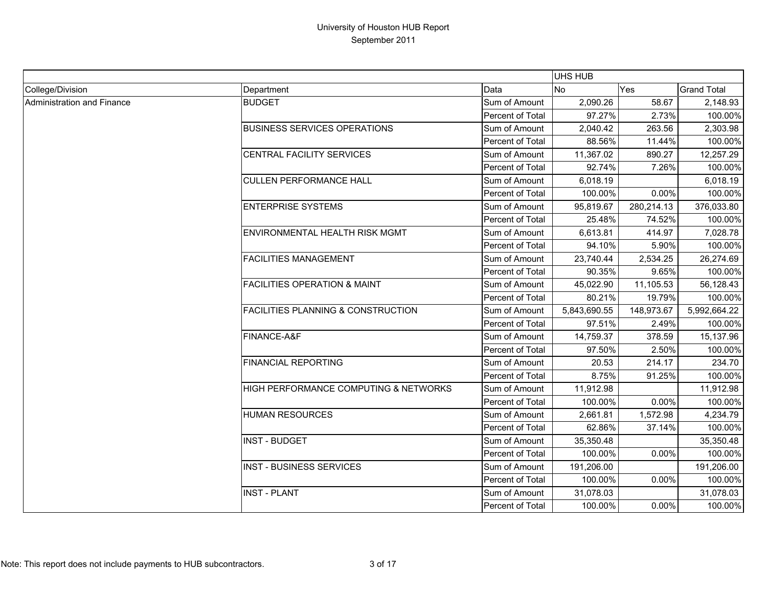# University of Houston HUB Report
September 2011

| | | | UHS HUB | | |
|---|---|---|---|---|---|
| College/Division | Department | Data | No | Yes | Grand Total |
| Administration and Finance | BUDGET | Sum of Amount | 2,090.26 | 58.67 | 2,148.93 |
| | | Percent of Total | 97.27% | 2.73% | 100.00% |
| | BUSINESS SERVICES OPERATIONS | Sum of Amount | 2,040.42 | 263.56 | 2,303.98 |
| | | Percent of Total | 88.56% | 11.44% | 100.00% |
| | CENTRAL FACILITY SERVICES | Sum of Amount | 11,367.02 | 890.27 | 12,257.29 |
| | | Percent of Total | 92.74% | 7.26% | 100.00% |
| | CULLEN PERFORMANCE HALL | Sum of Amount | 6,018.19 | | 6,018.19 |
| | | Percent of Total | 100.00% | 0.00% | 100.00% |
| | ENTERPRISE SYSTEMS | Sum of Amount | 95,819.67 | 280,214.13 | 376,033.80 |
| | | Percent of Total | 25.48% | 74.52% | 100.00% |
| | ENVIRONMENTAL HEALTH RISK MGMT | Sum of Amount | 6,613.81 | 414.97 | 7,028.78 |
| | | Percent of Total | 94.10% | 5.90% | 100.00% |
| | FACILITIES MANAGEMENT | Sum of Amount | 23,740.44 | 2,534.25 | 26,274.69 |
| | | Percent of Total | 90.35% | 9.65% | 100.00% |
| | FACILITIES OPERATION & MAINT | Sum of Amount | 45,022.90 | 11,105.53 | 56,128.43 |
| | | Percent of Total | 80.21% | 19.79% | 100.00% |
| | FACILITIES PLANNING & CONSTRUCTION | Sum of Amount | 5,843,690.55 | 148,973.67 | 5,992,664.22 |
| | | Percent of Total | 97.51% | 2.49% | 100.00% |
| | FINANCE-A&F | Sum of Amount | 14,759.37 | 378.59 | 15,137.96 |
| | | Percent of Total | 97.50% | 2.50% | 100.00% |
| | FINANCIAL REPORTING | Sum of Amount | 20.53 | 214.17 | 234.70 |
| | | Percent of Total | 8.75% | 91.25% | 100.00% |
| | HIGH PERFORMANCE COMPUTING & NETWORKS | Sum of Amount | 11,912.98 | | 11,912.98 |
| | | Percent of Total | 100.00% | 0.00% | 100.00% |
| | HUMAN RESOURCES | Sum of Amount | 2,661.81 | 1,572.98 | 4,234.79 |
| | | Percent of Total | 62.86% | 37.14% | 100.00% |
| | INST - BUDGET | Sum of Amount | 35,350.48 | | 35,350.48 |
| | | Percent of Total | 100.00% | 0.00% | 100.00% |
| | INST - BUSINESS SERVICES | Sum of Amount | 191,206.00 | | 191,206.00 |
| | | Percent of Total | 100.00% | 0.00% | 100.00% |
| | INST - PLANT | Sum of Amount | 31,078.03 | | 31,078.03 |
| | | Percent of Total | 100.00% | 0.00% | 100.00% |

Note: This report does not include payments to HUB subcontractors.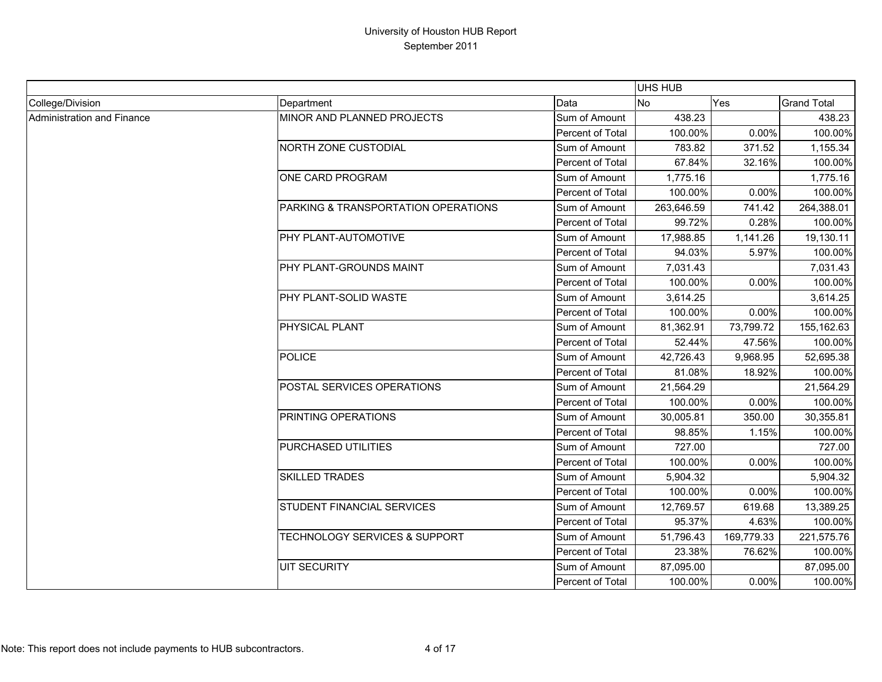# University of Houston HUB Report
## September 2011

| | | | UHS HUB | | |
|---|---|---|---|---|---|
| College/Division | Department | Data | No | Yes | Grand Total |
| Administration and Finance | MINOR AND PLANNED PROJECTS | Sum of Amount | 438.23 | | 438.23 |
| | | Percent of Total | 100.00% | 0.00% | 100.00% |
| | NORTH ZONE CUSTODIAL | Sum of Amount | 783.82 | 371.52 | 1,155.34 |
| | | Percent of Total | 67.84% | 32.16% | 100.00% |
| | ONE CARD PROGRAM | Sum of Amount | 1,775.16 | | 1,775.16 |
| | | Percent of Total | 100.00% | 0.00% | 100.00% |
| | PARKING & TRANSPORTATION OPERATIONS | Sum of Amount | 263,646.59 | 741.42 | 264,388.01 |
| | | Percent of Total | 99.72% | 0.28% | 100.00% |
| | PHY PLANT-AUTOMOTIVE | Sum of Amount | 17,988.85 | 1,141.26 | 19,130.11 |
| | | Percent of Total | 94.03% | 5.97% | 100.00% |
| | PHY PLANT-GROUNDS MAINT | Sum of Amount | 7,031.43 | | 7,031.43 |
| | | Percent of Total | 100.00% | 0.00% | 100.00% |
| | PHY PLANT-SOLID WASTE | Sum of Amount | 3,614.25 | | 3,614.25 |
| | | Percent of Total | 100.00% | 0.00% | 100.00% |
| | PHYSICAL PLANT | Sum of Amount | 81,362.91 | 73,799.72 | 155,162.63 |
| | | Percent of Total | 52.44% | 47.56% | 100.00% |
| | POLICE | Sum of Amount | 42,726.43 | 9,968.95 | 52,695.38 |
| | | Percent of Total | 81.08% | 18.92% | 100.00% |
| | POSTAL SERVICES OPERATIONS | Sum of Amount | 21,564.29 | | 21,564.29 |
| | | Percent of Total | 100.00% | 0.00% | 100.00% |
| | PRINTING OPERATIONS | Sum of Amount | 30,005.81 | 350.00 | 30,355.81 |
| | | Percent of Total | 98.85% | 1.15% | 100.00% |
| | PURCHASED UTILITIES | Sum of Amount | 727.00 | | 727.00 |
| | | Percent of Total | 100.00% | 0.00% | 100.00% |
| | SKILLED TRADES | Sum of Amount | 5,904.32 | | 5,904.32 |
| | | Percent of Total | 100.00% | 0.00% | 100.00% |
| | STUDENT FINANCIAL SERVICES | Sum of Amount | 12,769.57 | 619.68 | 13,389.25 |
| | | Percent of Total | 95.37% | 4.63% | 100.00% |
| | TECHNOLOGY SERVICES & SUPPORT | Sum of Amount | 51,796.43 | 169,779.33 | 221,575.76 |
| | | Percent of Total | 23.38% | 76.62% | 100.00% |
| | UIT SECURITY | Sum of Amount | 87,095.00 | | 87,095.00 |
| | | Percent of Total | 100.00% | 0.00% | 100.00% |

Note: This report does not include payments to HUB subcontractors.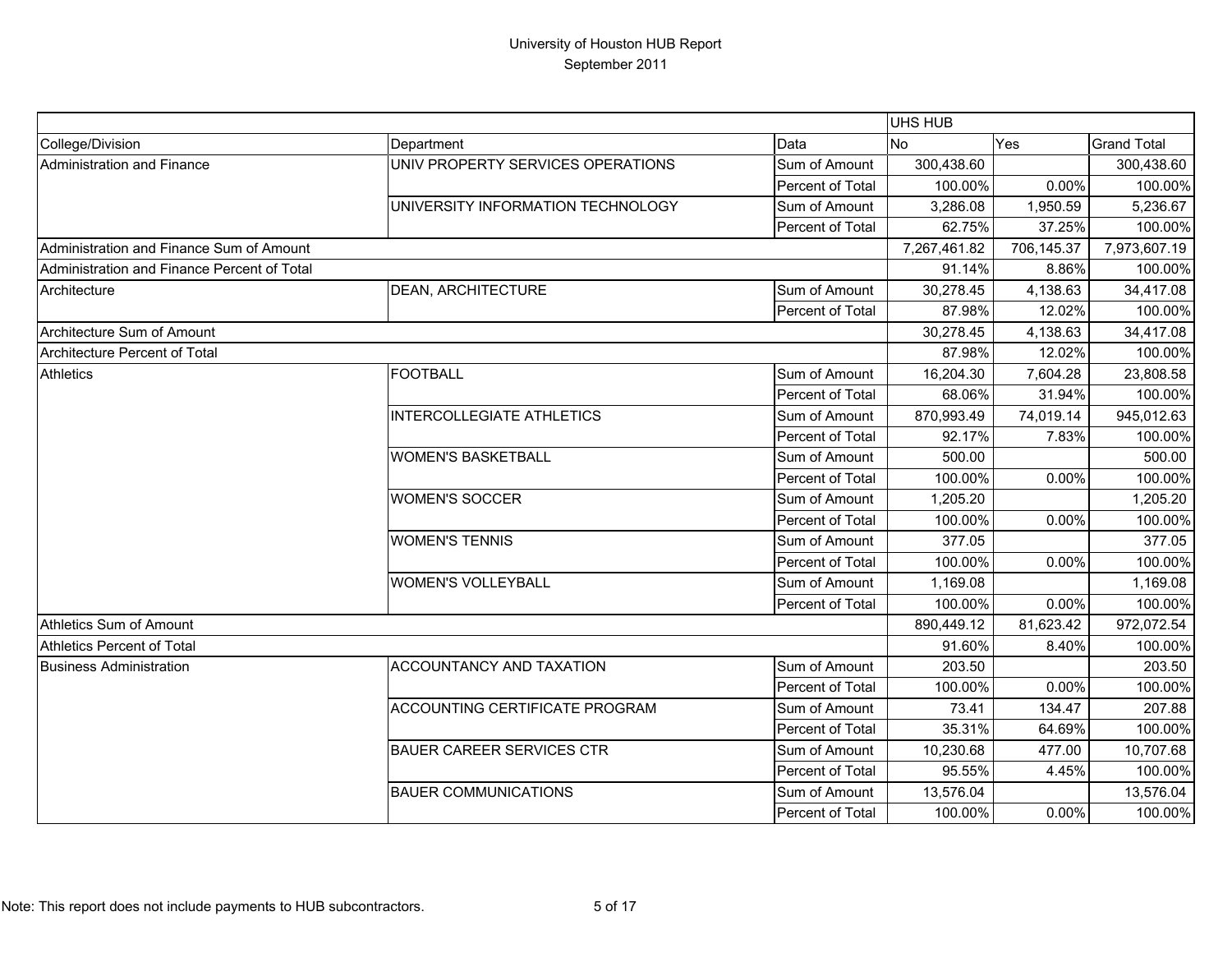# University of Houston HUB Report
## September 2011

| | | | UHS HUB | | |
|---|---|---|---|---|---|
| College/Division | Department | Data | No | Yes | Grand Total |
| Administration and Finance | UNIV PROPERTY SERVICES OPERATIONS | Sum of Amount | 300,438.60 | | 300,438.60 |
| | | Percent of Total | 100.00% | 0.00% | 100.00% |
| | UNIVERSITY INFORMATION TECHNOLOGY | Sum of Amount | 3,286.08 | 1,950.59 | 5,236.67 |
| | | Percent of Total | 62.75% | 37.25% | 100.00% |
| Administration and Finance Sum of Amount | | | 7,267,461.82 | 706,145.37 | 7,973,607.19 |
| Administration and Finance Percent of Total | | | 91.14% | 8.86% | 100.00% |
| Architecture | DEAN, ARCHITECTURE | Sum of Amount | 30,278.45 | 4,138.63 | 34,417.08 |
| | | Percent of Total | 87.98% | 12.02% | 100.00% |
| Architecture Sum of Amount | | | 30,278.45 | 4,138.63 | 34,417.08 |
| Architecture Percent of Total | | | 87.98% | 12.02% | 100.00% |
| Athletics | FOOTBALL | Sum of Amount | 16,204.30 | 7,604.28 | 23,808.58 |
| | | Percent of Total | 68.06% | 31.94% | 100.00% |
| | INTERCOLLEGIATE ATHLETICS | Sum of Amount | 870,993.49 | 74,019.14 | 945,012.63 |
| | | Percent of Total | 92.17% | 7.83% | 100.00% |
| | WOMEN'S BASKETBALL | Sum of Amount | 500.00 | | 500.00 |
| | | Percent of Total | 100.00% | 0.00% | 100.00% |
| | WOMEN'S SOCCER | Sum of Amount | 1,205.20 | | 1,205.20 |
| | | Percent of Total | 100.00% | 0.00% | 100.00% |
| | WOMEN'S TENNIS | Sum of Amount | 377.05 | | 377.05 |
| | | Percent of Total | 100.00% | 0.00% | 100.00% |
| | WOMEN'S VOLLEYBALL | Sum of Amount | 1,169.08 | | 1,169.08 |
| | | Percent of Total | 100.00% | 0.00% | 100.00% |
| Athletics Sum of Amount | | | 890,449.12 | 81,623.42 | 972,072.54 |
| Athletics Percent of Total | | | 91.60% | 8.40% | 100.00% |
| Business Administration | ACCOUNTANCY AND TAXATION | Sum of Amount | 203.50 | | 203.50 |
| | | Percent of Total | 100.00% | 0.00% | 100.00% |
| | ACCOUNTING CERTIFICATE PROGRAM | Sum of Amount | 73.41 | 134.47 | 207.88 |
| | | Percent of Total | 35.31% | 64.69% | 100.00% |
| | BAUER CAREER SERVICES CTR | Sum of Amount | 10,230.68 | 477.00 | 10,707.68 |
| | | Percent of Total | 95.55% | 4.45% | 100.00% |
| | BAUER COMMUNICATIONS | Sum of Amount | 13,576.04 | | 13,576.04 |
| | | Percent of Total | 100.00% | 0.00% | 100.00% |

Note: This report does not include payments to HUB subcontractors.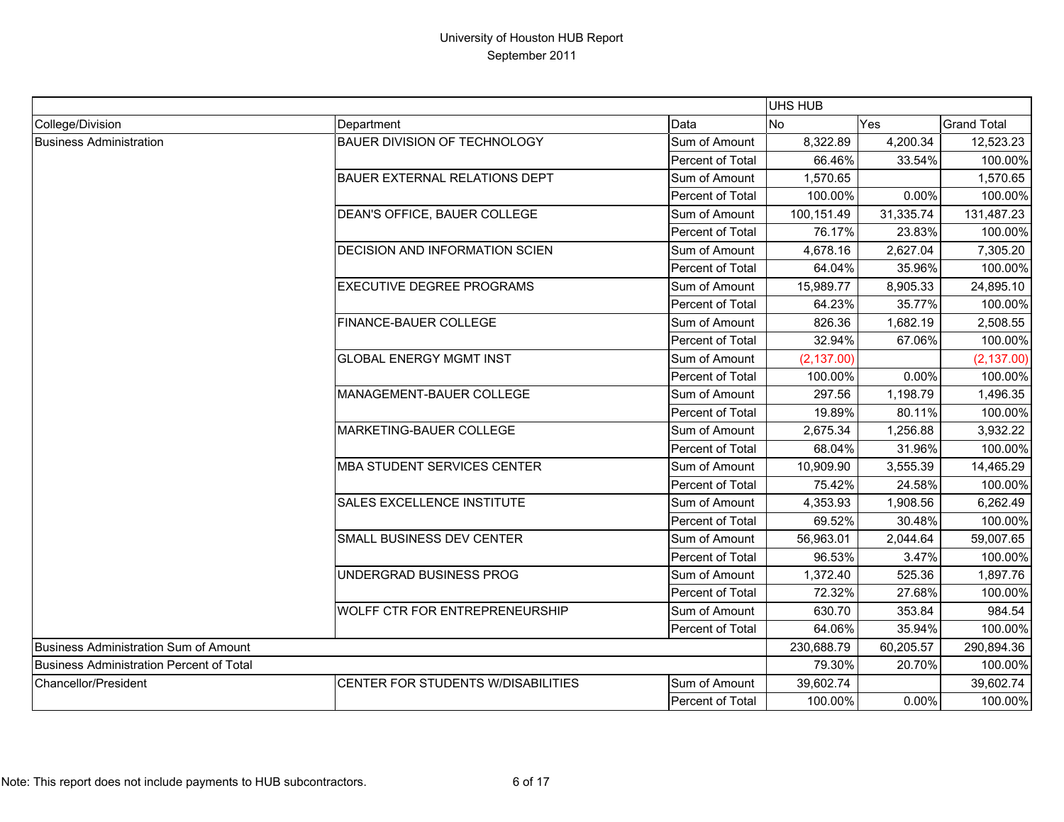# University of Houston HUB Report

## September 2011

| | | | UHS HUB | | |
|---|---|---|---|---|---|
| College/Division | Department | Data | No | Yes | Grand Total |
| Business Administration | BAUER DIVISION OF TECHNOLOGY | Sum of Amount | 8,322.89 | 4,200.34 | 12,523.23 |
| | | Percent of Total | 66.46% | 33.54% | 100.00% |
| | BAUER EXTERNAL RELATIONS DEPT | Sum of Amount | 1,570.65 | | 1,570.65 |
| | | Percent of Total | 100.00% | 0.00% | 100.00% |
| | DEAN'S OFFICE, BAUER COLLEGE | Sum of Amount | 100,151.49 | 31,335.74 | 131,487.23 |
| | | Percent of Total | 76.17% | 23.83% | 100.00% |
| | DECISION AND INFORMATION SCIEN | Sum of Amount | 4,678.16 | 2,627.04 | 7,305.20 |
| | | Percent of Total | 64.04% | 35.96% | 100.00% |
| | EXECUTIVE DEGREE PROGRAMS | Sum of Amount | 15,989.77 | 8,905.33 | 24,895.10 |
| | | Percent of Total | 64.23% | 35.77% | 100.00% |
| | FINANCE-BAUER COLLEGE | Sum of Amount | 826.36 | 1,682.19 | 2,508.55 |
| | | Percent of Total | 32.94% | 67.06% | 100.00% |
| | GLOBAL ENERGY MGMT INST | Sum of Amount | (2,137.00) | | (2,137.00) |
| | | Percent of Total | 100.00% | 0.00% | 100.00% |
| | MANAGEMENT-BAUER COLLEGE | Sum of Amount | 297.56 | 1,198.79 | 1,496.35 |
| | | Percent of Total | 19.89% | 80.11% | 100.00% |
| | MARKETING-BAUER COLLEGE | Sum of Amount | 2,675.34 | 1,256.88 | 3,932.22 |
| | | Percent of Total | 68.04% | 31.96% | 100.00% |
| | MBA STUDENT SERVICES CENTER | Sum of Amount | 10,909.90 | 3,555.39 | 14,465.29 |
| | | Percent of Total | 75.42% | 24.58% | 100.00% |
| | SALES EXCELLENCE INSTITUTE | Sum of Amount | 4,353.93 | 1,908.56 | 6,262.49 |
| | | Percent of Total | 69.52% | 30.48% | 100.00% |
| | SMALL BUSINESS DEV CENTER | Sum of Amount | 56,963.01 | 2,044.64 | 59,007.65 |
| | | Percent of Total | 96.53% | 3.47% | 100.00% |
| | UNDERGRAD BUSINESS PROG | Sum of Amount | 1,372.40 | 525.36 | 1,897.76 |
| | | Percent of Total | 72.32% | 27.68% | 100.00% |
| | WOLFF CTR FOR ENTREPRENEURSHIP | Sum of Amount | 630.70 | 353.84 | 984.54 |
| | | Percent of Total | 64.06% | 35.94% | 100.00% |
| Business Administration Sum of Amount | | | 230,688.79 | 60,205.57 | 290,894.36 |
| Business Administration Percent of Total | | | 79.30% | 20.70% | 100.00% |
| Chancellor/President | CENTER FOR STUDENTS W/DISABILITIES | Sum of Amount | 39,602.74 | | 39,602.74 |
| | | Percent of Total | 100.00% | 0.00% | 100.00% |

Note: This report does not include payments to HUB subcontractors.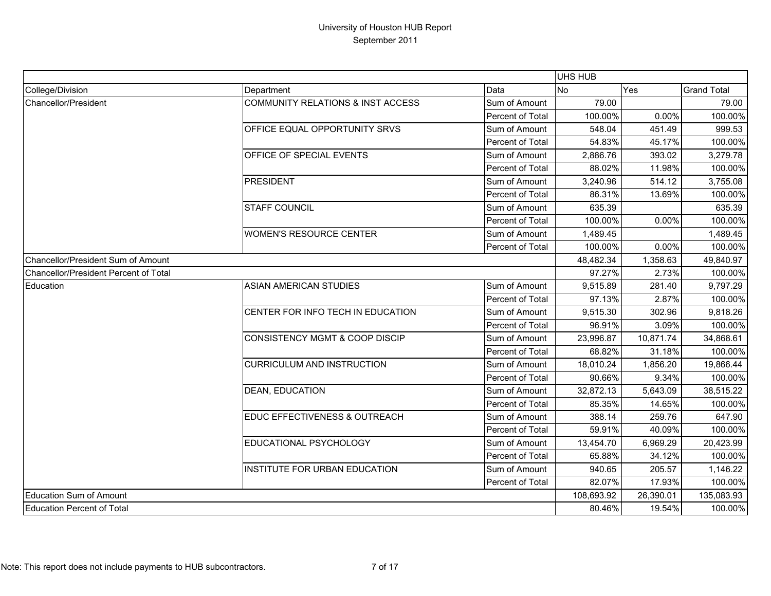# University of Houston HUB Report
## September 2011

| | | | UHS HUB | | |
|---|---|---|---|---|---|
| College/Division | Department | Data | No | Yes | Grand Total |
| Chancellor/President | COMMUNITY RELATIONS & INST ACCESS | Sum of Amount | 79.00 | | 79.00 |
| | | Percent of Total | 100.00% | 0.00% | 100.00% |
| | OFFICE EQUAL OPPORTUNITY SRVS | Sum of Amount | 548.04 | 451.49 | 999.53 |
| | | Percent of Total | 54.83% | 45.17% | 100.00% |
| | OFFICE OF SPECIAL EVENTS | Sum of Amount | 2,886.76 | 393.02 | 3,279.78 |
| | | Percent of Total | 88.02% | 11.98% | 100.00% |
| | PRESIDENT | Sum of Amount | 3,240.96 | 514.12 | 3,755.08 |
| | | Percent of Total | 86.31% | 13.69% | 100.00% |
| | STAFF COUNCIL | Sum of Amount | 635.39 | | 635.39 |
| | | Percent of Total | 100.00% | 0.00% | 100.00% |
| | WOMEN'S RESOURCE CENTER | Sum of Amount | 1,489.45 | | 1,489.45 |
| | | Percent of Total | 100.00% | 0.00% | 100.00% |
| Chancellor/President Sum of Amount | | | 48,482.34 | 1,358.63 | 49,840.97 |
| Chancellor/President Percent of Total | | | 97.27% | 2.73% | 100.00% |
| Education | ASIAN AMERICAN STUDIES | Sum of Amount | 9,515.89 | 281.40 | 9,797.29 |
| | | Percent of Total | 97.13% | 2.87% | 100.00% |
| | CENTER FOR INFO TECH IN EDUCATION | Sum of Amount | 9,515.30 | 302.96 | 9,818.26 |
| | | Percent of Total | 96.91% | 3.09% | 100.00% |
| | CONSISTENCY MGMT & COOP DISCIP | Sum of Amount | 23,996.87 | 10,871.74 | 34,868.61 |
| | | Percent of Total | 68.82% | 31.18% | 100.00% |
| | CURRICULUM AND INSTRUCTION | Sum of Amount | 18,010.24 | 1,856.20 | 19,866.44 |
| | | Percent of Total | 90.66% | 9.34% | 100.00% |
| | DEAN, EDUCATION | Sum of Amount | 32,872.13 | 5,643.09 | 38,515.22 |
| | | Percent of Total | 85.35% | 14.65% | 100.00% |
| | EDUC EFFECTIVENESS & OUTREACH | Sum of Amount | 388.14 | 259.76 | 647.90 |
| | | Percent of Total | 59.91% | 40.09% | 100.00% |
| | EDUCATIONAL PSYCHOLOGY | Sum of Amount | 13,454.70 | 6,969.29 | 20,423.99 |
| | | Percent of Total | 65.88% | 34.12% | 100.00% |
| | INSTITUTE FOR URBAN EDUCATION | Sum of Amount | 940.65 | 205.57 | 1,146.22 |
| | | Percent of Total | 82.07% | 17.93% | 100.00% |
| Education Sum of Amount | | | 108,693.92 | 26,390.01 | 135,083.93 |
| Education Percent of Total | | | 80.46% | 19.54% | 100.00% |

Note: This report does not include payments to HUB subcontractors.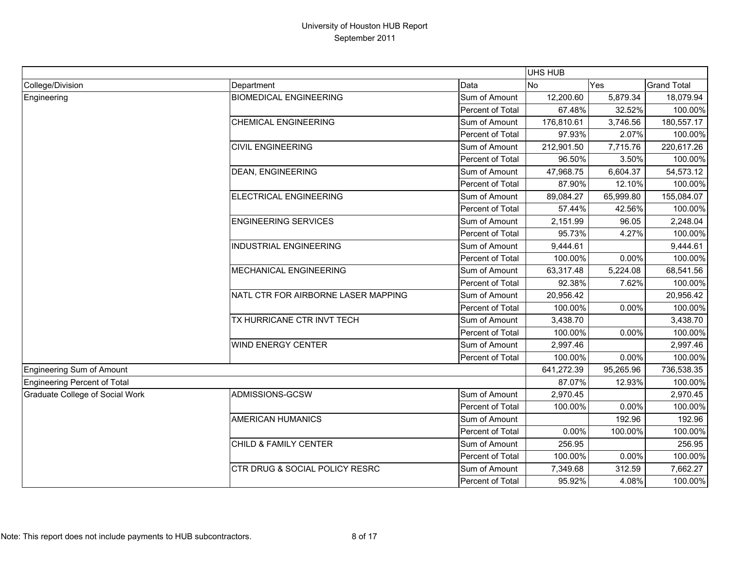# University of Houston HUB Report
## September 2011

| | | | UHS HUB | | |
|---|---|---|---|---|---|
| College/Division | Department | Data | No | Yes | Grand Total |
| Engineering | BIOMEDICAL ENGINEERING | Sum of Amount | 12,200.60 | 5,879.34 | 18,079.94 |
| | | Percent of Total | 67.48% | 32.52% | 100.00% |
| | CHEMICAL ENGINEERING | Sum of Amount | 176,810.61 | 3,746.56 | 180,557.17 |
| | | Percent of Total | 97.93% | 2.07% | 100.00% |
| | CIVIL ENGINEERING | Sum of Amount | 212,901.50 | 7,715.76 | 220,617.26 |
| | | Percent of Total | 96.50% | 3.50% | 100.00% |
| | DEAN, ENGINEERING | Sum of Amount | 47,968.75 | 6,604.37 | 54,573.12 |
| | | Percent of Total | 87.90% | 12.10% | 100.00% |
| | ELECTRICAL ENGINEERING | Sum of Amount | 89,084.27 | 65,999.80 | 155,084.07 |
| | | Percent of Total | 57.44% | 42.56% | 100.00% |
| | ENGINEERING SERVICES | Sum of Amount | 2,151.99 | 96.05 | 2,248.04 |
| | | Percent of Total | 95.73% | 4.27% | 100.00% |
| | INDUSTRIAL ENGINEERING | Sum of Amount | 9,444.61 | | 9,444.61 |
| | | Percent of Total | 100.00% | 0.00% | 100.00% |
| | MECHANICAL ENGINEERING | Sum of Amount | 63,317.48 | 5,224.08 | 68,541.56 |
| | | Percent of Total | 92.38% | 7.62% | 100.00% |
| | NATL CTR FOR AIRBORNE LASER MAPPING | Sum of Amount | 20,956.42 | | 20,956.42 |
| | | Percent of Total | 100.00% | 0.00% | 100.00% |
| | TX HURRICANE CTR INVT TECH | Sum of Amount | 3,438.70 | | 3,438.70 |
| | | Percent of Total | 100.00% | 0.00% | 100.00% |
| | WIND ENERGY CENTER | Sum of Amount | 2,997.46 | | 2,997.46 |
| | | Percent of Total | 100.00% | 0.00% | 100.00% |
| Engineering Sum of Amount | | | 641,272.39 | 95,265.96 | 736,538.35 |
| Engineering Percent of Total | | | 87.07% | 12.93% | 100.00% |
| Graduate College of Social Work | ADMISSIONS-GCSW | Sum of Amount | 2,970.45 | | 2,970.45 |
| | | Percent of Total | 100.00% | 0.00% | 100.00% |
| | AMERICAN HUMANICS | Sum of Amount | | 192.96 | 192.96 |
| | | Percent of Total | 0.00% | 100.00% | 100.00% |
| | CHILD & FAMILY CENTER | Sum of Amount | 256.95 | | 256.95 |
| | | Percent of Total | 100.00% | 0.00% | 100.00% |
| | CTR DRUG & SOCIAL POLICY RESRC | Sum of Amount | 7,349.68 | 312.59 | 7,662.27 |
| | | Percent of Total | 95.92% | 4.08% | 100.00% |

Note: This report does not include payments to HUB subcontractors.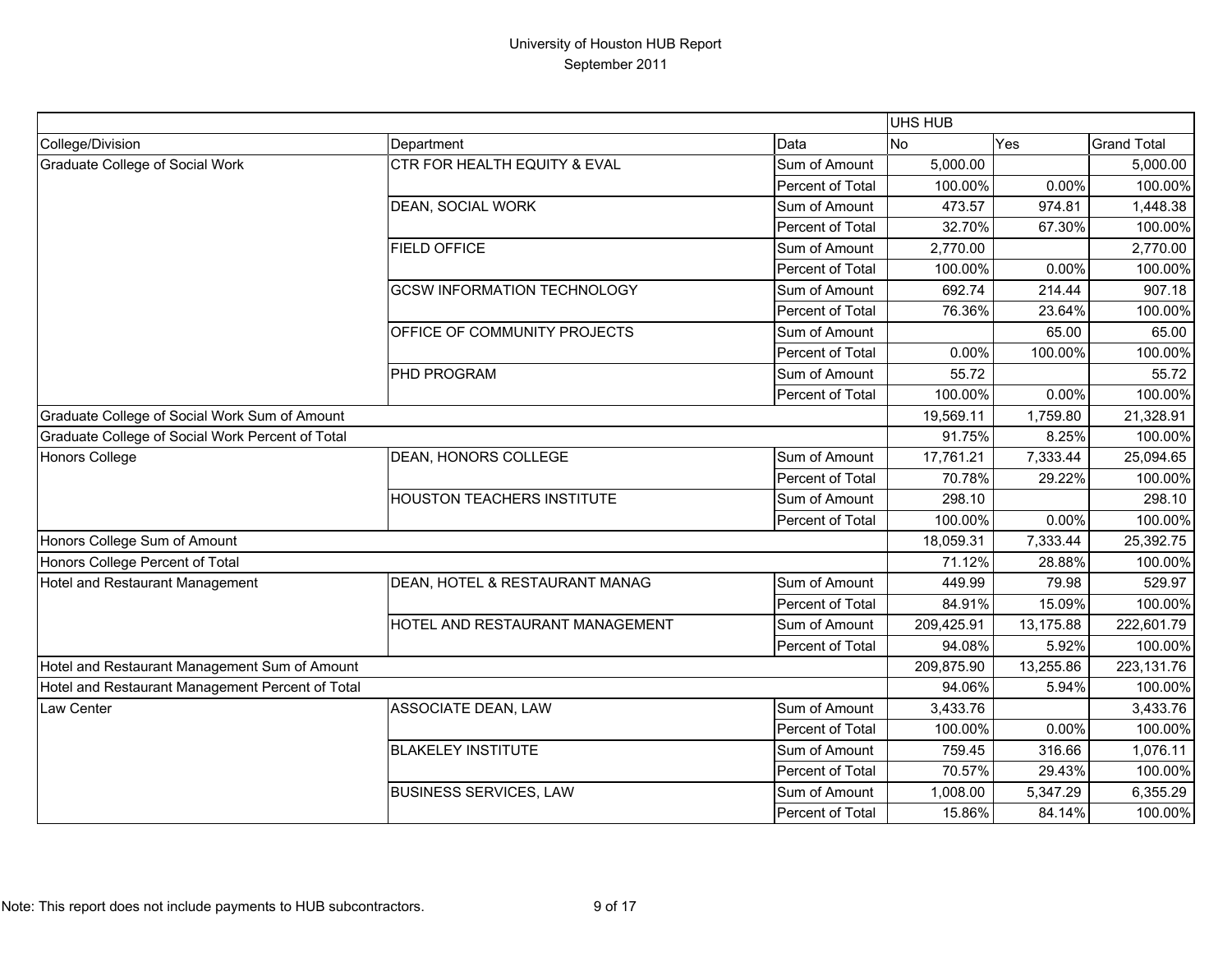# University of Houston HUB Report

September 2011

| | | | UHS HUB | | |
|---|---|---|---|---|---|
| College/Division | Department | Data | No | Yes | Grand Total |
| Graduate College of Social Work | CTR FOR HEALTH EQUITY & EVAL | Sum of Amount | 5,000.00 | | 5,000.00 |
| | | Percent of Total | 100.00% | 0.00% | 100.00% |
| | DEAN, SOCIAL WORK | Sum of Amount | 473.57 | 974.81 | 1,448.38 |
| | | Percent of Total | 32.70% | 67.30% | 100.00% |
| | FIELD OFFICE | Sum of Amount | 2,770.00 | | 2,770.00 |
| | | Percent of Total | 100.00% | 0.00% | 100.00% |
| | GCSW INFORMATION TECHNOLOGY | Sum of Amount | 692.74 | 214.44 | 907.18 |
| | | Percent of Total | 76.36% | 23.64% | 100.00% |
| | OFFICE OF COMMUNITY PROJECTS | Sum of Amount | | 65.00 | 65.00 |
| | | Percent of Total | 0.00% | 100.00% | 100.00% |
| | PHD PROGRAM | Sum of Amount | 55.72 | | 55.72 |
| | | Percent of Total | 100.00% | 0.00% | 100.00% |
| Graduate College of Social Work Sum of Amount | | | 19,569.11 | 1,759.80 | 21,328.91 |
| Graduate College of Social Work Percent of Total | | | 91.75% | 8.25% | 100.00% |
| Honors College | DEAN, HONORS COLLEGE | Sum of Amount | 17,761.21 | 7,333.44 | 25,094.65 |
| | | Percent of Total | 70.78% | 29.22% | 100.00% |
| | HOUSTON TEACHERS INSTITUTE | Sum of Amount | 298.10 | | 298.10 |
| | | Percent of Total | 100.00% | 0.00% | 100.00% |
| Honors College Sum of Amount | | | 18,059.31 | 7,333.44 | 25,392.75 |
| Honors College Percent of Total | | | 71.12% | 28.88% | 100.00% |
| Hotel and Restaurant Management | DEAN, HOTEL & RESTAURANT MANAG | Sum of Amount | 449.99 | 79.98 | 529.97 |
| | | Percent of Total | 84.91% | 15.09% | 100.00% |
| | HOTEL AND RESTAURANT MANAGEMENT | Sum of Amount | 209,425.91 | 13,175.88 | 222,601.79 |
| | | Percent of Total | 94.08% | 5.92% | 100.00% |
| Hotel and Restaurant Management Sum of Amount | | | 209,875.90 | 13,255.86 | 223,131.76 |
| Hotel and Restaurant Management Percent of Total | | | 94.06% | 5.94% | 100.00% |
| Law Center | ASSOCIATE DEAN, LAW | Sum of Amount | 3,433.76 | | 3,433.76 |
| | | Percent of Total | 100.00% | 0.00% | 100.00% |
| | BLAKELEY INSTITUTE | Sum of Amount | 759.45 | 316.66 | 1,076.11 |
| | | Percent of Total | 70.57% | 29.43% | 100.00% |
| | BUSINESS SERVICES, LAW | Sum of Amount | 1,008.00 | 5,347.29 | 6,355.29 |
| | | Percent of Total | 15.86% | 84.14% | 100.00% |

Note: This report does not include payments to HUB subcontractors.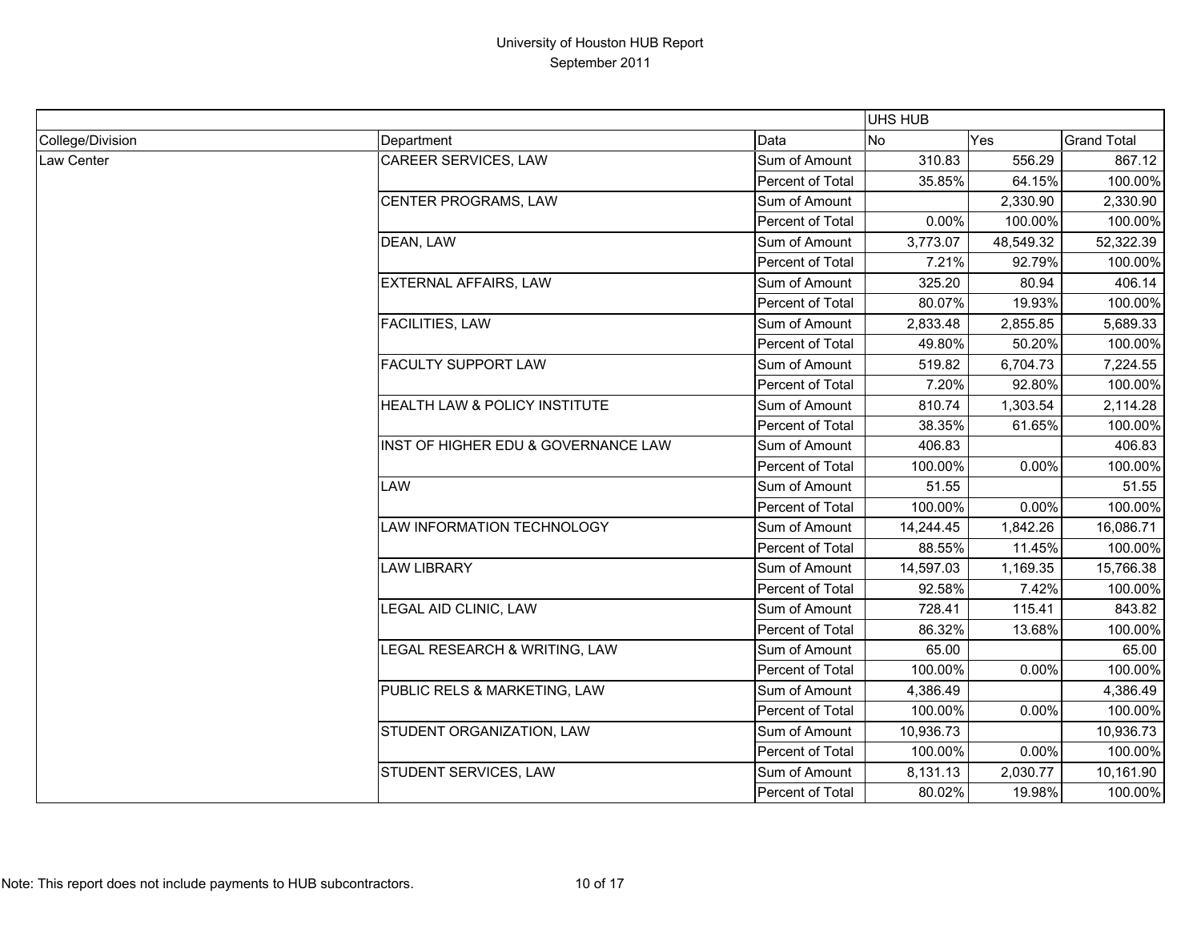# University of Houston HUB Report
## September 2011

| | | | UHS HUB | | |
|---|---|---|---|---|---|
| College/Division | Department | Data | No | Yes | Grand Total |
| Law Center | CAREER SERVICES, LAW | Sum of Amount | 310.83 | 556.29 | 867.12 |
| | | Percent of Total | 35.85% | 64.15% | 100.00% |
| | CENTER PROGRAMS, LAW | Sum of Amount | | 2,330.90 | 2,330.90 |
| | | Percent of Total | 0.00% | 100.00% | 100.00% |
| | DEAN, LAW | Sum of Amount | 3,773.07 | 48,549.32 | 52,322.39 |
| | | Percent of Total | 7.21% | 92.79% | 100.00% |
| | EXTERNAL AFFAIRS, LAW | Sum of Amount | 325.20 | 80.94 | 406.14 |
| | | Percent of Total | 80.07% | 19.93% | 100.00% |
| | FACILITIES, LAW | Sum of Amount | 2,833.48 | 2,855.85 | 5,689.33 |
| | | Percent of Total | 49.80% | 50.20% | 100.00% |
| | FACULTY SUPPORT LAW | Sum of Amount | 519.82 | 6,704.73 | 7,224.55 |
| | | Percent of Total | 7.20% | 92.80% | 100.00% |
| | HEALTH LAW & POLICY INSTITUTE | Sum of Amount | 810.74 | 1,303.54 | 2,114.28 |
| | | Percent of Total | 38.35% | 61.65% | 100.00% |
| | INST OF HIGHER EDU & GOVERNANCE LAW | Sum of Amount | 406.83 | | 406.83 |
| | | Percent of Total | 100.00% | 0.00% | 100.00% |
| | LAW | Sum of Amount | 51.55 | | 51.55 |
| | | Percent of Total | 100.00% | 0.00% | 100.00% |
| | LAW INFORMATION TECHNOLOGY | Sum of Amount | 14,244.45 | 1,842.26 | 16,086.71 |
| | | Percent of Total | 88.55% | 11.45% | 100.00% |
| | LAW LIBRARY | Sum of Amount | 14,597.03 | 1,169.35 | 15,766.38 |
| | | Percent of Total | 92.58% | 7.42% | 100.00% |
| | LEGAL AID CLINIC, LAW | Sum of Amount | 728.41 | 115.41 | 843.82 |
| | | Percent of Total | 86.32% | 13.68% | 100.00% |
| | LEGAL RESEARCH & WRITING, LAW | Sum of Amount | 65.00 | | 65.00 |
| | | Percent of Total | 100.00% | 0.00% | 100.00% |
| | PUBLIC RELS & MARKETING, LAW | Sum of Amount | 4,386.49 | | 4,386.49 |
| | | Percent of Total | 100.00% | 0.00% | 100.00% |
| | STUDENT ORGANIZATION, LAW | Sum of Amount | 10,936.73 | | 10,936.73 |
| | | Percent of Total | 100.00% | 0.00% | 100.00% |
| | STUDENT SERVICES, LAW | Sum of Amount | 8,131.13 | 2,030.77 | 10,161.90 |
| | | Percent of Total | 80.02% | 19.98% | 100.00% |

Note: This report does not include payments to HUB subcontractors.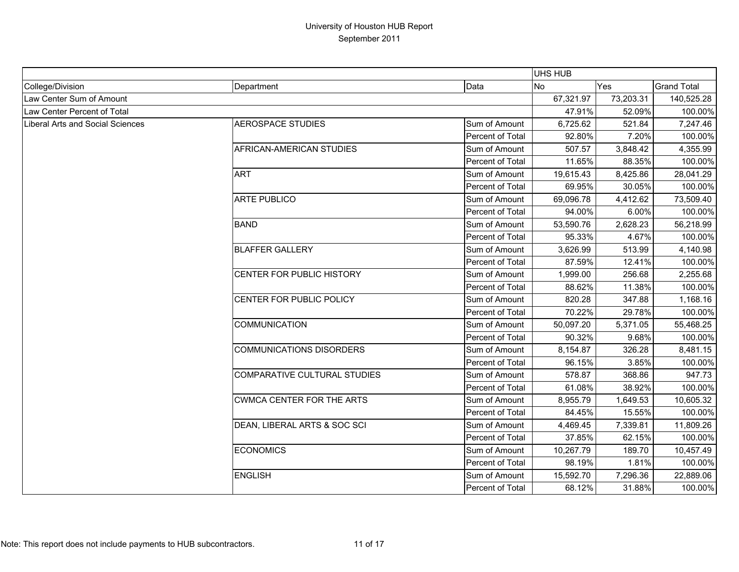# University of Houston HUB Report

September 2011

| | | | UHS HUB | | |
|---|---|---|---|---|---|
| College/Division | Department | Data | No | Yes | Grand Total |
| Law Center Sum of Amount | | | 67,321.97 | 73,203.31 | 140,525.28 |
| Law Center Percent of Total | | | 47.91% | 52.09% | 100.00% |
| Liberal Arts and Social Sciences | AEROSPACE STUDIES | Sum of Amount | 6,725.62 | 521.84 | 7,247.46 |
| | | Percent of Total | 92.80% | 7.20% | 100.00% |
| | AFRICAN-AMERICAN STUDIES | Sum of Amount | 507.57 | 3,848.42 | 4,355.99 |
| | | Percent of Total | 11.65% | 88.35% | 100.00% |
| | ART | Sum of Amount | 19,615.43 | 8,425.86 | 28,041.29 |
| | | Percent of Total | 69.95% | 30.05% | 100.00% |
| | ARTE PUBLICO | Sum of Amount | 69,096.78 | 4,412.62 | 73,509.40 |
| | | Percent of Total | 94.00% | 6.00% | 100.00% |
| | BAND | Sum of Amount | 53,590.76 | 2,628.23 | 56,218.99 |
| | | Percent of Total | 95.33% | 4.67% | 100.00% |
| | BLAFFER GALLERY | Sum of Amount | 3,626.99 | 513.99 | 4,140.98 |
| | | Percent of Total | 87.59% | 12.41% | 100.00% |
| | CENTER FOR PUBLIC HISTORY | Sum of Amount | 1,999.00 | 256.68 | 2,255.68 |
| | | Percent of Total | 88.62% | 11.38% | 100.00% |
| | CENTER FOR PUBLIC POLICY | Sum of Amount | 820.28 | 347.88 | 1,168.16 |
| | | Percent of Total | 70.22% | 29.78% | 100.00% |
| | COMMUNICATION | Sum of Amount | 50,097.20 | 5,371.05 | 55,468.25 |
| | | Percent of Total | 90.32% | 9.68% | 100.00% |
| | COMMUNICATIONS DISORDERS | Sum of Amount | 8,154.87 | 326.28 | 8,481.15 |
| | | Percent of Total | 96.15% | 3.85% | 100.00% |
| | COMPARATIVE CULTURAL STUDIES | Sum of Amount | 578.87 | 368.86 | 947.73 |
| | | Percent of Total | 61.08% | 38.92% | 100.00% |
| | CWMCA CENTER FOR THE ARTS | Sum of Amount | 8,955.79 | 1,649.53 | 10,605.32 |
| | | Percent of Total | 84.45% | 15.55% | 100.00% |
| | DEAN, LIBERAL ARTS & SOC SCI | Sum of Amount | 4,469.45 | 7,339.81 | 11,809.26 |
| | | Percent of Total | 37.85% | 62.15% | 100.00% |
| | ECONOMICS | Sum of Amount | 10,267.79 | 189.70 | 10,457.49 |
| | | Percent of Total | 98.19% | 1.81% | 100.00% |
| | ENGLISH | Sum of Amount | 15,592.70 | 7,296.36 | 22,889.06 |
| | | Percent of Total | 68.12% | 31.88% | 100.00% |

Note: This report does not include payments to HUB subcontractors.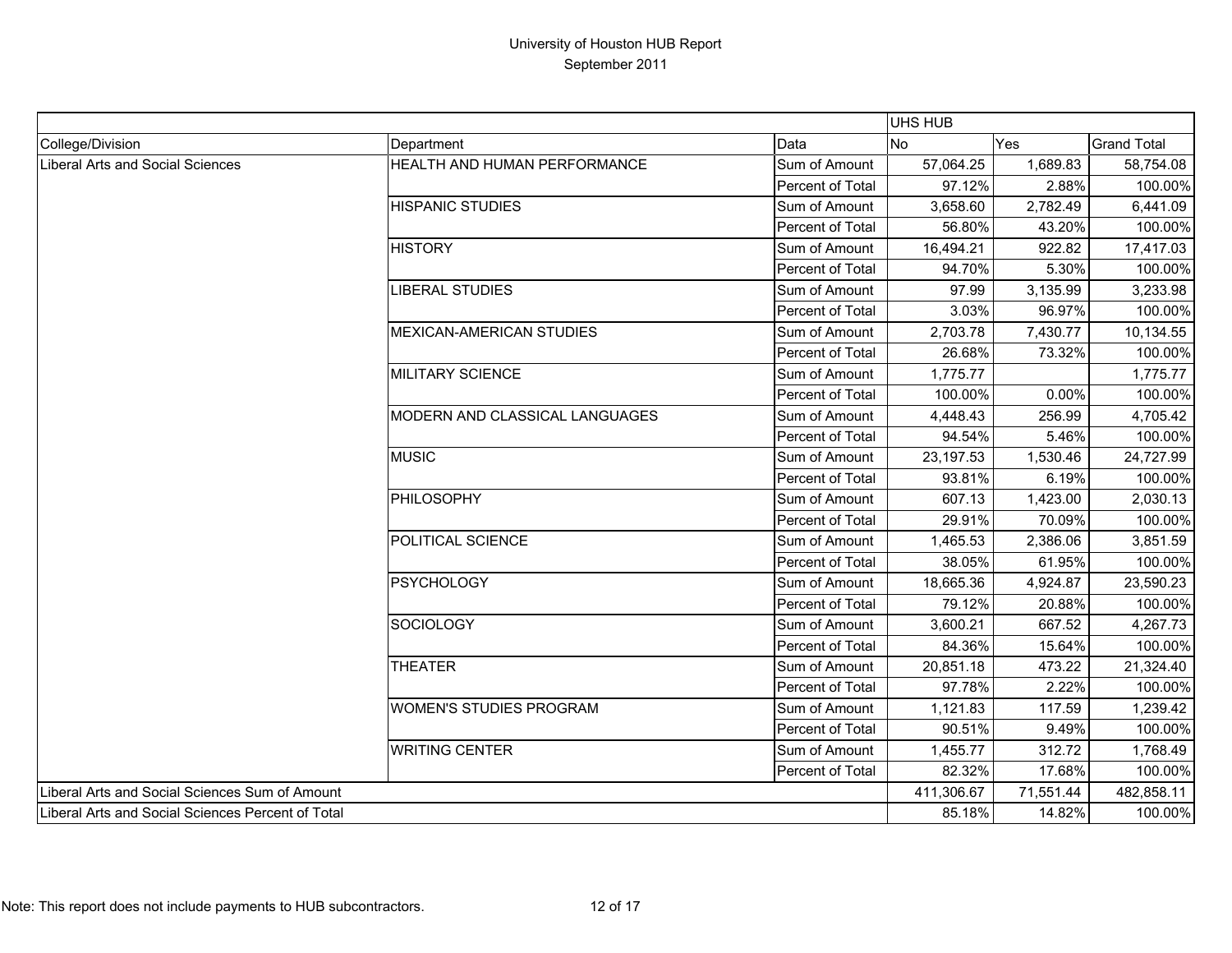# University of Houston HUB Report
## September 2011

| | | | UHS HUB | | |
|---|---|---|---|---|---|
| College/Division | Department | Data | No | Yes | Grand Total |
| Liberal Arts and Social Sciences | HEALTH AND HUMAN PERFORMANCE | Sum of Amount | 57,064.25 | 1,689.83 | 58,754.08 |
| | | Percent of Total | 97.12% | 2.88% | 100.00% |
| | HISPANIC STUDIES | Sum of Amount | 3,658.60 | 2,782.49 | 6,441.09 |
| | | Percent of Total | 56.80% | 43.20% | 100.00% |
| | HISTORY | Sum of Amount | 16,494.21 | 922.82 | 17,417.03 |
| | | Percent of Total | 94.70% | 5.30% | 100.00% |
| | LIBERAL STUDIES | Sum of Amount | 97.99 | 3,135.99 | 3,233.98 |
| | | Percent of Total | 3.03% | 96.97% | 100.00% |
| | MEXICAN-AMERICAN STUDIES | Sum of Amount | 2,703.78 | 7,430.77 | 10,134.55 |
| | | Percent of Total | 26.68% | 73.32% | 100.00% |
| | MILITARY SCIENCE | Sum of Amount | 1,775.77 | | 1,775.77 |
| | | Percent of Total | 100.00% | 0.00% | 100.00% |
| | MODERN AND CLASSICAL LANGUAGES | Sum of Amount | 4,448.43 | 256.99 | 4,705.42 |
| | | Percent of Total | 94.54% | 5.46% | 100.00% |
| | MUSIC | Sum of Amount | 23,197.53 | 1,530.46 | 24,727.99 |
| | | Percent of Total | 93.81% | 6.19% | 100.00% |
| | PHILOSOPHY | Sum of Amount | 607.13 | 1,423.00 | 2,030.13 |
| | | Percent of Total | 29.91% | 70.09% | 100.00% |
| | POLITICAL SCIENCE | Sum of Amount | 1,465.53 | 2,386.06 | 3,851.59 |
| | | Percent of Total | 38.05% | 61.95% | 100.00% |
| | PSYCHOLOGY | Sum of Amount | 18,665.36 | 4,924.87 | 23,590.23 |
| | | Percent of Total | 79.12% | 20.88% | 100.00% |
| | SOCIOLOGY | Sum of Amount | 3,600.21 | 667.52 | 4,267.73 |
| | | Percent of Total | 84.36% | 15.64% | 100.00% |
| | THEATER | Sum of Amount | 20,851.18 | 473.22 | 21,324.40 |
| | | Percent of Total | 97.78% | 2.22% | 100.00% |
| | WOMEN'S STUDIES PROGRAM | Sum of Amount | 1,121.83 | 117.59 | 1,239.42 |
| | | Percent of Total | 90.51% | 9.49% | 100.00% |
| | WRITING CENTER | Sum of Amount | 1,455.77 | 312.72 | 1,768.49 |
| | | Percent of Total | 82.32% | 17.68% | 100.00% |
| Liberal Arts and Social Sciences Sum of Amount | | | 411,306.67 | 71,551.44 | 482,858.11 |
| Liberal Arts and Social Sciences Percent of Total | | | 85.18% | 14.82% | 100.00% |

Note: This report does not include payments to HUB subcontractors.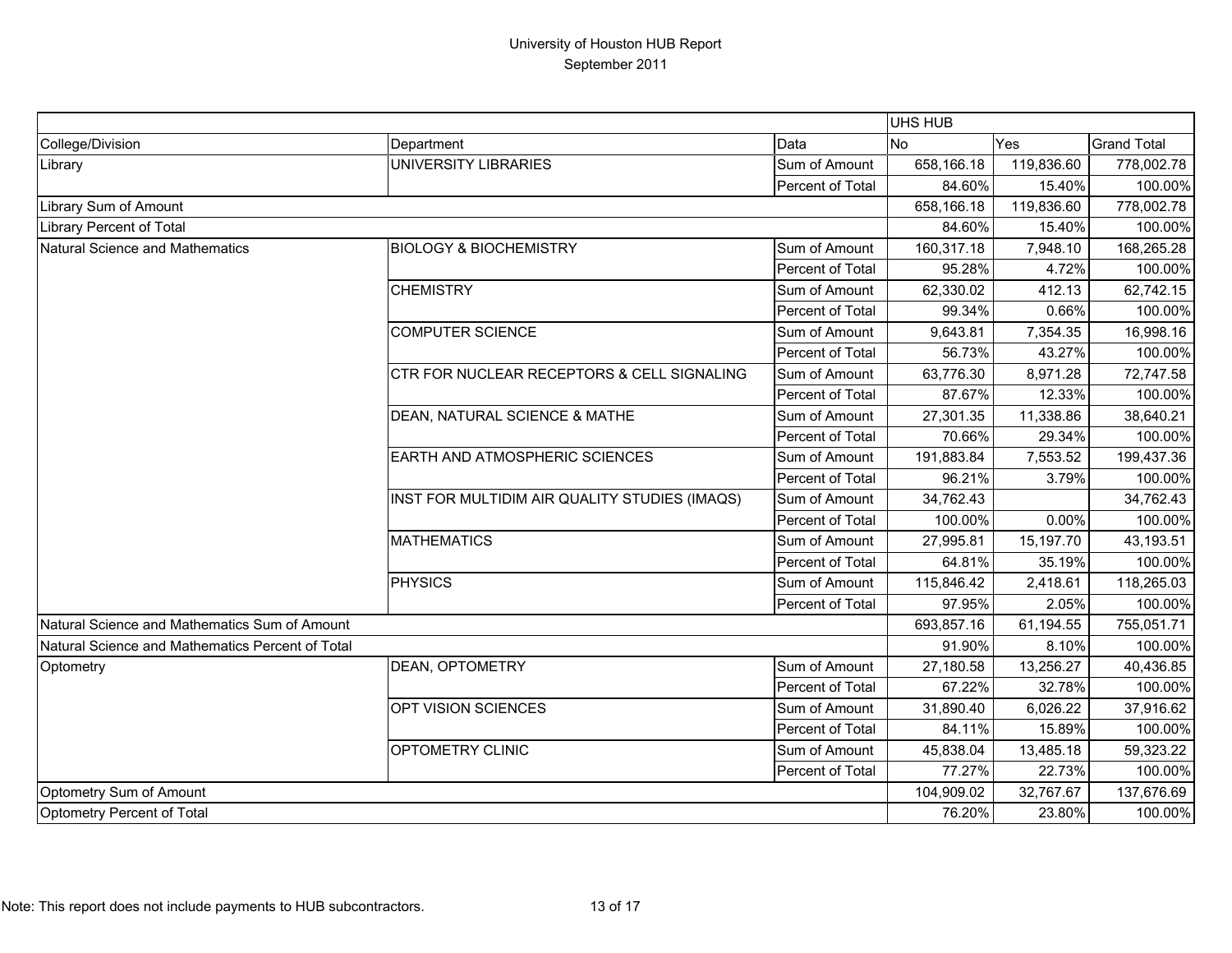# University of Houston HUB Report
## September 2011

| | | | UHS HUB | | |
|---|---|---|---|---|---|
| College/Division | Department | Data | No | Yes | Grand Total |
| Library | UNIVERSITY LIBRARIES | Sum of Amount | 658,166.18 | 119,836.60 | 778,002.78 |
| | | Percent of Total | 84.60% | 15.40% | 100.00% |
| Library Sum of Amount | | | 658,166.18 | 119,836.60 | 778,002.78 |
| Library Percent of Total | | | 84.60% | 15.40% | 100.00% |
| Natural Science and Mathematics | BIOLOGY & BIOCHEMISTRY | Sum of Amount | 160,317.18 | 7,948.10 | 168,265.28 |
| | | Percent of Total | 95.28% | 4.72% | 100.00% |
| | CHEMISTRY | Sum of Amount | 62,330.02 | 412.13 | 62,742.15 |
| | | Percent of Total | 99.34% | 0.66% | 100.00% |
| | COMPUTER SCIENCE | Sum of Amount | 9,643.81 | 7,354.35 | 16,998.16 |
| | | Percent of Total | 56.73% | 43.27% | 100.00% |
| | CTR FOR NUCLEAR RECEPTORS & CELL SIGNALING | Sum of Amount | 63,776.30 | 8,971.28 | 72,747.58 |
| | | Percent of Total | 87.67% | 12.33% | 100.00% |
| | DEAN, NATURAL SCIENCE & MATHE | Sum of Amount | 27,301.35 | 11,338.86 | 38,640.21 |
| | | Percent of Total | 70.66% | 29.34% | 100.00% |
| | EARTH AND ATMOSPHERIC SCIENCES | Sum of Amount | 191,883.84 | 7,553.52 | 199,437.36 |
| | | Percent of Total | 96.21% | 3.79% | 100.00% |
| | INST FOR MULTIDIM AIR QUALITY STUDIES (IMAQS) | Sum of Amount | 34,762.43 | | 34,762.43 |
| | | Percent of Total | 100.00% | 0.00% | 100.00% |
| | MATHEMATICS | Sum of Amount | 27,995.81 | 15,197.70 | 43,193.51 |
| | | Percent of Total | 64.81% | 35.19% | 100.00% |
| | PHYSICS | Sum of Amount | 115,846.42 | 2,418.61 | 118,265.03 |
| | | Percent of Total | 97.95% | 2.05% | 100.00% |
| Natural Science and Mathematics Sum of Amount | | | 693,857.16 | 61,194.55 | 755,051.71 |
| Natural Science and Mathematics Percent of Total | | | 91.90% | 8.10% | 100.00% |
| Optometry | DEAN, OPTOMETRY | Sum of Amount | 27,180.58 | 13,256.27 | 40,436.85 |
| | | Percent of Total | 67.22% | 32.78% | 100.00% |
| | OPT VISION SCIENCES | Sum of Amount | 31,890.40 | 6,026.22 | 37,916.62 |
| | | Percent of Total | 84.11% | 15.89% | 100.00% |
| | OPTOMETRY CLINIC | Sum of Amount | 45,838.04 | 13,485.18 | 59,323.22 |
| | | Percent of Total | 77.27% | 22.73% | 100.00% |
| Optometry Sum of Amount | | | 104,909.02 | 32,767.67 | 137,676.69 |
| Optometry Percent of Total | | | 76.20% | 23.80% | 100.00% |

Note: This report does not include payments to HUB subcontractors.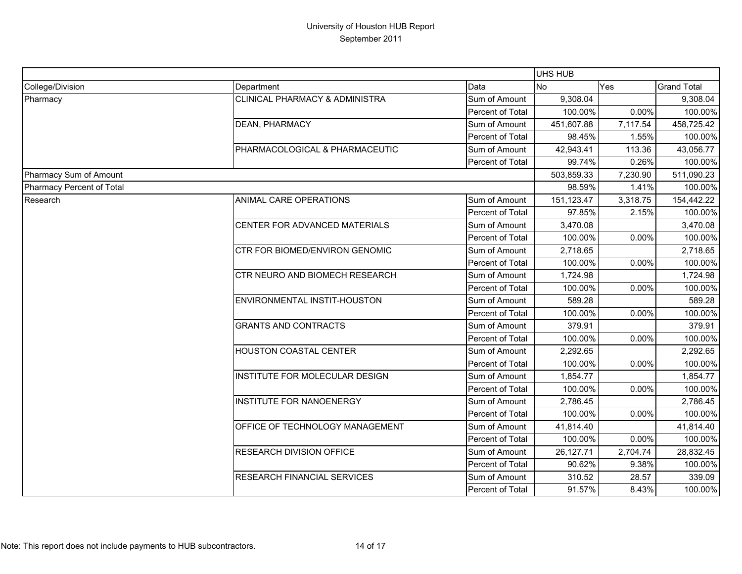# University of Houston HUB Report
## September 2011

| | | | UHS HUB | | |
|---|---|---|---|---|---|
| College/Division | Department | Data | No | Yes | Grand Total |
| Pharmacy | CLINICAL PHARMACY & ADMINISTRA | Sum of Amount | 9,308.04 | | 9,308.04 |
| | | Percent of Total | 100.00% | 0.00% | 100.00% |
| | DEAN, PHARMACY | Sum of Amount | 451,607.88 | 7,117.54 | 458,725.42 |
| | | Percent of Total | 98.45% | 1.55% | 100.00% |
| | PHARMACOLOGICAL & PHARMACEUTIC | Sum of Amount | 42,943.41 | 113.36 | 43,056.77 |
| | | Percent of Total | 99.74% | 0.26% | 100.00% |
| Pharmacy Sum of Amount | | | 503,859.33 | 7,230.90 | 511,090.23 |
| Pharmacy Percent of Total | | | 98.59% | 1.41% | 100.00% |
| Research | ANIMAL CARE OPERATIONS | Sum of Amount | 151,123.47 | 3,318.75 | 154,442.22 |
| | | Percent of Total | 97.85% | 2.15% | 100.00% |
| | CENTER FOR ADVANCED MATERIALS | Sum of Amount | 3,470.08 | | 3,470.08 |
| | | Percent of Total | 100.00% | 0.00% | 100.00% |
| | CTR FOR BIOMED/ENVIRON GENOMIC | Sum of Amount | 2,718.65 | | 2,718.65 |
| | | Percent of Total | 100.00% | 0.00% | 100.00% |
| | CTR NEURO AND BIOMECH RESEARCH | Sum of Amount | 1,724.98 | | 1,724.98 |
| | | Percent of Total | 100.00% | 0.00% | 100.00% |
| | ENVIRONMENTAL INSTIT-HOUSTON | Sum of Amount | 589.28 | | 589.28 |
| | | Percent of Total | 100.00% | 0.00% | 100.00% |
| | GRANTS AND CONTRACTS | Sum of Amount | 379.91 | | 379.91 |
| | | Percent of Total | 100.00% | 0.00% | 100.00% |
| | HOUSTON COASTAL CENTER | Sum of Amount | 2,292.65 | | 2,292.65 |
| | | Percent of Total | 100.00% | 0.00% | 100.00% |
| | INSTITUTE FOR MOLECULAR DESIGN | Sum of Amount | 1,854.77 | | 1,854.77 |
| | | Percent of Total | 100.00% | 0.00% | 100.00% |
| | INSTITUTE FOR NANOENERGY | Sum of Amount | 2,786.45 | | 2,786.45 |
| | | Percent of Total | 100.00% | 0.00% | 100.00% |
| | OFFICE OF TECHNOLOGY MANAGEMENT | Sum of Amount | 41,814.40 | | 41,814.40 |
| | | Percent of Total | 100.00% | 0.00% | 100.00% |
| | RESEARCH DIVISION OFFICE | Sum of Amount | 26,127.71 | 2,704.74 | 28,832.45 |
| | | Percent of Total | 90.62% | 9.38% | 100.00% |
| | RESEARCH FINANCIAL SERVICES | Sum of Amount | 310.52 | 28.57 | 339.09 |
| | | Percent of Total | 91.57% | 8.43% | 100.00% |

Note: This report does not include payments to HUB subcontractors.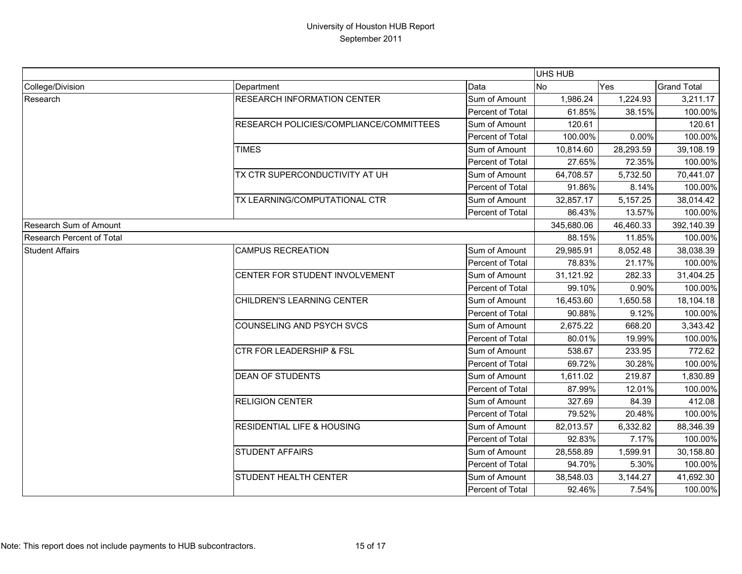# University of Houston HUB Report
September 2011

| | | | UHS HUB | | |
|---|---|---|---|---|---|
| College/Division | Department | Data | No | Yes | Grand Total |
| Research | RESEARCH INFORMATION CENTER | Sum of Amount | 1,986.24 | 1,224.93 | 3,211.17 |
| | | Percent of Total | 61.85% | 38.15% | 100.00% |
| | RESEARCH POLICIES/COMPLIANCE/COMMITTEES | Sum of Amount | 120.61 | | 120.61 |
| | | Percent of Total | 100.00% | 0.00% | 100.00% |
| | TIMES | Sum of Amount | 10,814.60 | 28,293.59 | 39,108.19 |
| | | Percent of Total | 27.65% | 72.35% | 100.00% |
| | TX CTR SUPERCONDUCTIVITY AT UH | Sum of Amount | 64,708.57 | 5,732.50 | 70,441.07 |
| | | Percent of Total | 91.86% | 8.14% | 100.00% |
| | TX LEARNING/COMPUTATIONAL CTR | Sum of Amount | 32,857.17 | 5,157.25 | 38,014.42 |
| | | Percent of Total | 86.43% | 13.57% | 100.00% |
| Research Sum of Amount | | | 345,680.06 | 46,460.33 | 392,140.39 |
| Research Percent of Total | | | 88.15% | 11.85% | 100.00% |
| Student Affairs | CAMPUS RECREATION | Sum of Amount | 29,985.91 | 8,052.48 | 38,038.39 |
| | | Percent of Total | 78.83% | 21.17% | 100.00% |
| | CENTER FOR STUDENT INVOLVEMENT | Sum of Amount | 31,121.92 | 282.33 | 31,404.25 |
| | | Percent of Total | 99.10% | 0.90% | 100.00% |
| | CHILDREN'S LEARNING CENTER | Sum of Amount | 16,453.60 | 1,650.58 | 18,104.18 |
| | | Percent of Total | 90.88% | 9.12% | 100.00% |
| | COUNSELING AND PSYCH SVCS | Sum of Amount | 2,675.22 | 668.20 | 3,343.42 |
| | | Percent of Total | 80.01% | 19.99% | 100.00% |
| | CTR FOR LEADERSHIP & FSL | Sum of Amount | 538.67 | 233.95 | 772.62 |
| | | Percent of Total | 69.72% | 30.28% | 100.00% |
| | DEAN OF STUDENTS | Sum of Amount | 1,611.02 | 219.87 | 1,830.89 |
| | | Percent of Total | 87.99% | 12.01% | 100.00% |
| | RELIGION CENTER | Sum of Amount | 327.69 | 84.39 | 412.08 |
| | | Percent of Total | 79.52% | 20.48% | 100.00% |
| | RESIDENTIAL LIFE & HOUSING | Sum of Amount | 82,013.57 | 6,332.82 | 88,346.39 |
| | | Percent of Total | 92.83% | 7.17% | 100.00% |
| | STUDENT AFFAIRS | Sum of Amount | 28,558.89 | 1,599.91 | 30,158.80 |
| | | Percent of Total | 94.70% | 5.30% | 100.00% |
| | STUDENT HEALTH CENTER | Sum of Amount | 38,548.03 | 3,144.27 | 41,692.30 |
| | | Percent of Total | 92.46% | 7.54% | 100.00% |

Note: This report does not include payments to HUB subcontractors.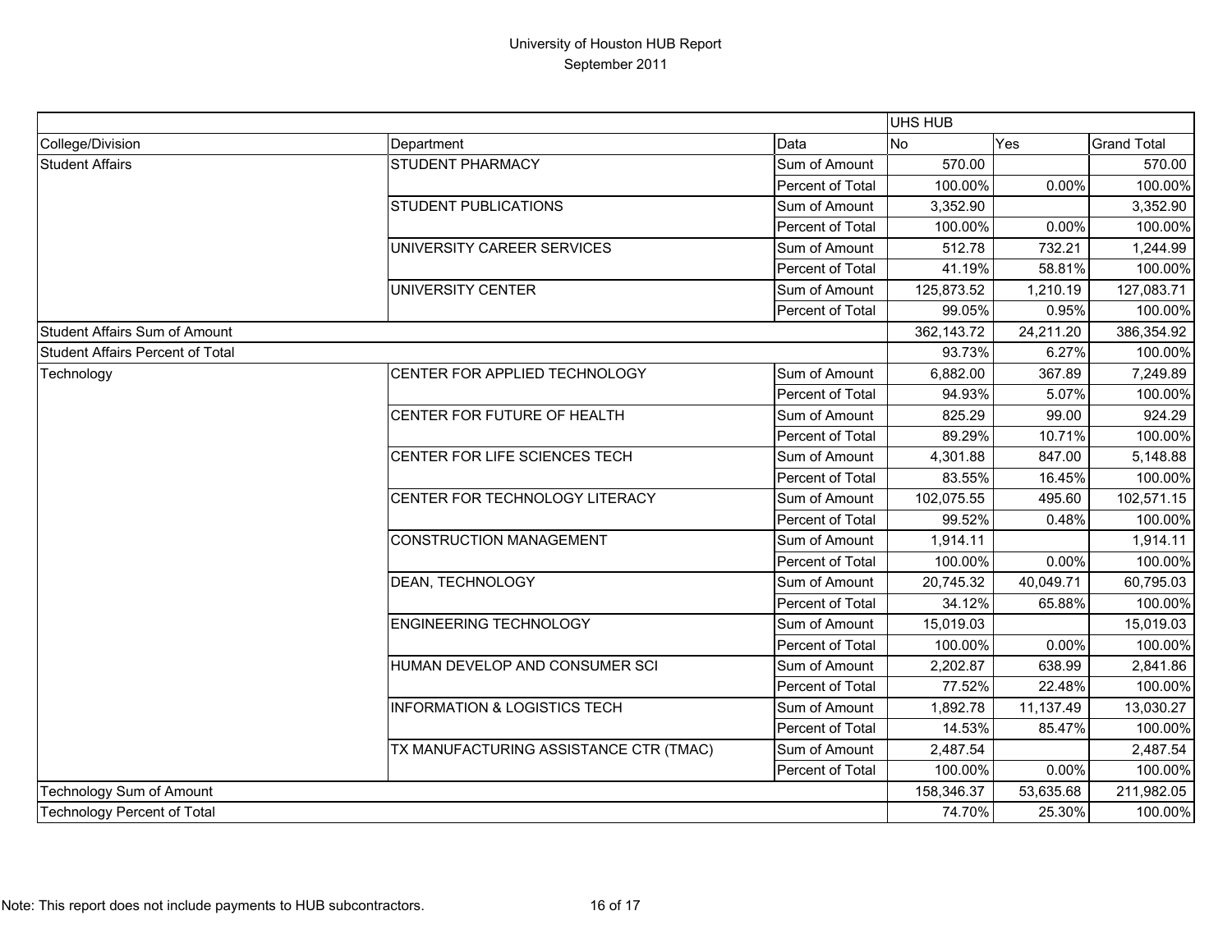# University of Houston HUB Report
## September 2011

| | | | UHS HUB | | |
|---|---|---|---|---|---|
| College/Division | Department | Data | No | Yes | Grand Total |
| Student Affairs | STUDENT PHARMACY | Sum of Amount | 570.00 | | 570.00 |
| | | Percent of Total | 100.00% | 0.00% | 100.00% |
| | STUDENT PUBLICATIONS | Sum of Amount | 3,352.90 | | 3,352.90 |
| | | Percent of Total | 100.00% | 0.00% | 100.00% |
| | UNIVERSITY CAREER SERVICES | Sum of Amount | 512.78 | 732.21 | 1,244.99 |
| | | Percent of Total | 41.19% | 58.81% | 100.00% |
| | UNIVERSITY CENTER | Sum of Amount | 125,873.52 | 1,210.19 | 127,083.71 |
| | | Percent of Total | 99.05% | 0.95% | 100.00% |
| Student Affairs Sum of Amount | | | 362,143.72 | 24,211.20 | 386,354.92 |
| Student Affairs Percent of Total | | | 93.73% | 6.27% | 100.00% |
| Technology | CENTER FOR APPLIED TECHNOLOGY | Sum of Amount | 6,882.00 | 367.89 | 7,249.89 |
| | | Percent of Total | 94.93% | 5.07% | 100.00% |
| | CENTER FOR FUTURE OF HEALTH | Sum of Amount | 825.29 | 99.00 | 924.29 |
| | | Percent of Total | 89.29% | 10.71% | 100.00% |
| | CENTER FOR LIFE SCIENCES TECH | Sum of Amount | 4,301.88 | 847.00 | 5,148.88 |
| | | Percent of Total | 83.55% | 16.45% | 100.00% |
| | CENTER FOR TECHNOLOGY LITERACY | Sum of Amount | 102,075.55 | 495.60 | 102,571.15 |
| | | Percent of Total | 99.52% | 0.48% | 100.00% |
| | CONSTRUCTION MANAGEMENT | Sum of Amount | 1,914.11 | | 1,914.11 |
| | | Percent of Total | 100.00% | 0.00% | 100.00% |
| | DEAN, TECHNOLOGY | Sum of Amount | 20,745.32 | 40,049.71 | 60,795.03 |
| | | Percent of Total | 34.12% | 65.88% | 100.00% |
| | ENGINEERING TECHNOLOGY | Sum of Amount | 15,019.03 | | 15,019.03 |
| | | Percent of Total | 100.00% | 0.00% | 100.00% |
| | HUMAN DEVELOP AND CONSUMER SCI | Sum of Amount | 2,202.87 | 638.99 | 2,841.86 |
| | | Percent of Total | 77.52% | 22.48% | 100.00% |
| | INFORMATION & LOGISTICS TECH | Sum of Amount | 1,892.78 | 11,137.49 | 13,030.27 |
| | | Percent of Total | 14.53% | 85.47% | 100.00% |
| | TX MANUFACTURING ASSISTANCE CTR (TMAC) | Sum of Amount | 2,487.54 | | 2,487.54 |
| | | Percent of Total | 100.00% | 0.00% | 100.00% |
| Technology Sum of Amount | | | 158,346.37 | 53,635.68 | 211,982.05 |
| Technology Percent of Total | | | 74.70% | 25.30% | 100.00% |

Note: This report does not include payments to HUB subcontractors.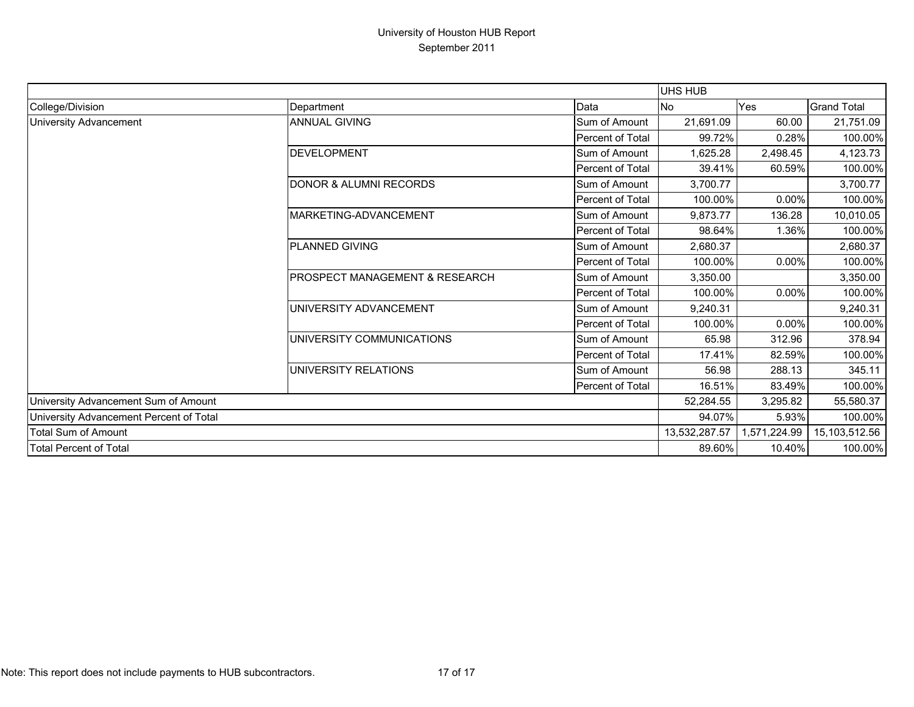# University of Houston HUB Report

September 2011

| | | | UHS HUB | | |
|---|---|---|---|---|---|
| College/Division | Department | Data | No | Yes | Grand Total |
| University Advancement | ANNUAL GIVING | Sum of Amount | 21,691.09 | 60.00 | 21,751.09 |
| | | Percent of Total | 99.72% | 0.28% | 100.00% |
| | DEVELOPMENT | Sum of Amount | 1,625.28 | 2,498.45 | 4,123.73 |
| | | Percent of Total | 39.41% | 60.59% | 100.00% |
| | DONOR & ALUMNI RECORDS | Sum of Amount | 3,700.77 | | 3,700.77 |
| | | Percent of Total | 100.00% | 0.00% | 100.00% |
| | MARKETING-ADVANCEMENT | Sum of Amount | 9,873.77 | 136.28 | 10,010.05 |
| | | Percent of Total | 98.64% | 1.36% | 100.00% |
| | PLANNED GIVING | Sum of Amount | 2,680.37 | | 2,680.37 |
| | | Percent of Total | 100.00% | 0.00% | 100.00% |
| | PROSPECT MANAGEMENT & RESEARCH | Sum of Amount | 3,350.00 | | 3,350.00 |
| | | Percent of Total | 100.00% | 0.00% | 100.00% |
| | UNIVERSITY ADVANCEMENT | Sum of Amount | 9,240.31 | | 9,240.31 |
| | | Percent of Total | 100.00% | 0.00% | 100.00% |
| | UNIVERSITY COMMUNICATIONS | Sum of Amount | 65.98 | 312.96 | 378.94 |
| | | Percent of Total | 17.41% | 82.59% | 100.00% |
| | UNIVERSITY RELATIONS | Sum of Amount | 56.98 | 288.13 | 345.11 |
| | | Percent of Total | 16.51% | 83.49% | 100.00% |
| University Advancement Sum of Amount | | | 52,284.55 | 3,295.82 | 55,580.37 |
| University Advancement Percent of Total | | | 94.07% | 5.93% | 100.00% |
| Total Sum of Amount | | | 13,532,287.57 | 1,571,224.99 | 15,103,512.56 |
| Total Percent of Total | | | 89.60% | 10.40% | 100.00% |

Note: This report does not include payments to HUB subcontractors.